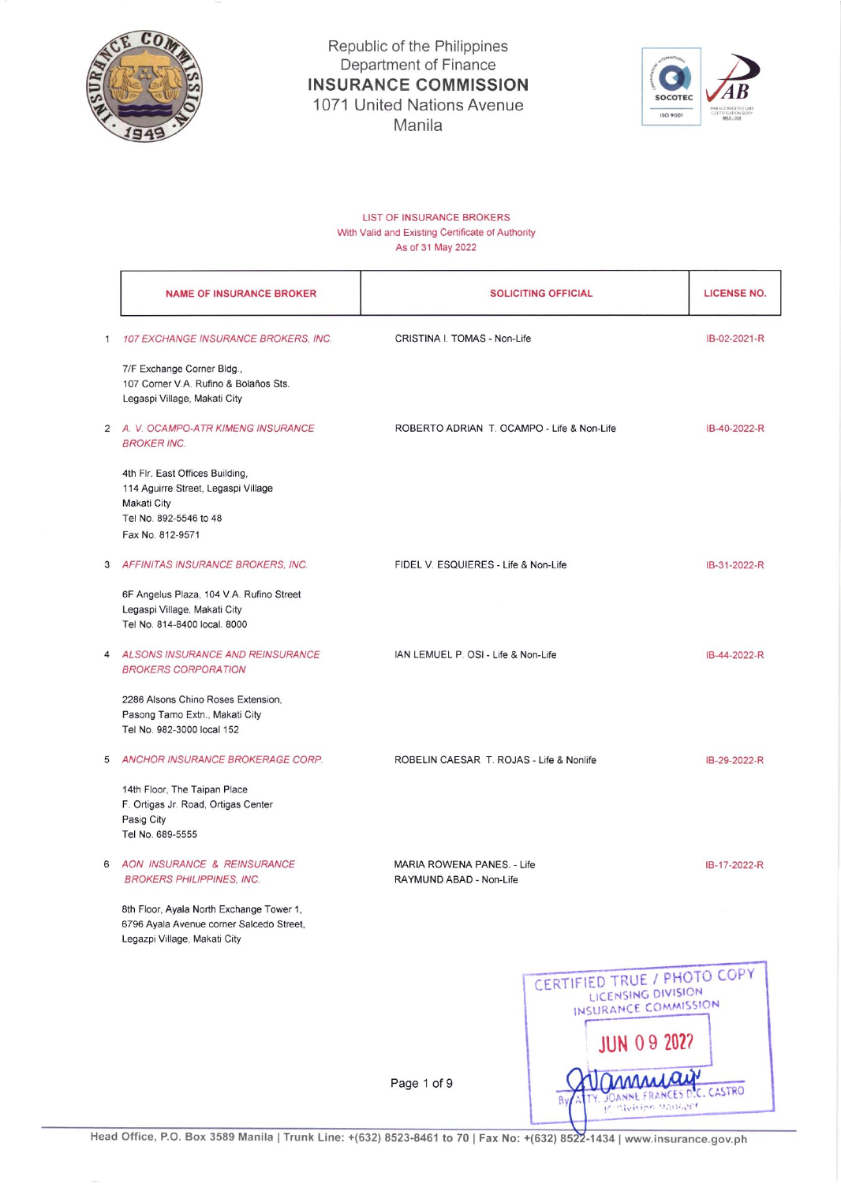Republic of the Philippines
Department of Finance
**INSURANCE COMMISSION**
1071 United Nations Avenue
Manila

LIST OF INSURANCE BROKERS
With Valid and Existing Certificate of Authority
As of 31 May 2022

| | NAME OF INSURANCE BROKER | SOLICITING OFFICIAL | LICENSE NO. |
|---|---|---|---|
| 1 | *107 EXCHANGE INSURANCE BROKERS, INC.*<br><br>7/F Exchange Corner Bldg.,<br>107 Corner V.A. Rufino & Bolaños Sts.<br>Legaspi Village, Makati City | CRISTINA I. TOMAS - Non-Life | IB-02-2021-R |
| 2 | *A. V. OCAMPO-ATR KIMENG INSURANCE BROKER INC.*<br><br>4th Flr. East Offices Building,<br>114 Aguirre Street, Legaspi Village<br>Makati City<br>Tel No. 892-5546 to 48<br>Fax No. 812-9571 | ROBERTO ADRIAN T. OCAMPO - Life & Non-Life | IB-40-2022-R |
| 3 | *AFFINITAS INSURANCE BROKERS, INC.*<br><br>6F Angelus Plaza, 104 V.A. Rufino Street<br>Legaspi Village, Makati City<br>Tel No. 814-8400 local. 8000 | FIDEL V. ESQUIERES - Life & Non-Life | IB-31-2022-R |
| 4 | *ALSONS INSURANCE AND REINSURANCE BROKERS CORPORATION*<br><br>2286 Alsons Chino Roses Extension,<br>Pasong Tamo Extn., Makati City<br>Tel No. 982-3000 local 152 | IAN LEMUEL P. OSI - Life & Non-Life | IB-44-2022-R |
| 5 | *ANCHOR INSURANCE BROKERAGE CORP.*<br><br>14th Floor, The Taipan Place<br>F. Ortigas Jr. Road, Ortigas Center<br>Pasig City<br>Tel No. 689-5555 | ROBELIN CAESAR T. ROJAS - Life & Nonlife | IB-29-2022-R |
| 6 | *AON INSURANCE & REINSURANCE BROKERS PHILIPPINES, INC.*<br><br>8th Floor, Ayala North Exchange Tower 1,<br>6796 Ayala Avenue corner Salcedo Street,<br>Legazpi Village, Makati City | MARIA ROWENA PANES. - Life<br>RAYMUND ABAD - Non-Life | IB-17-2022-R |

CERTIFIED TRUE / PHOTO COPY
LICENSING DIVISION
INSURANCE COMMISSION
JUN 09 2022
By: ATTY. JOANNE FRANCES D.C. CASTRO
IC Division Manager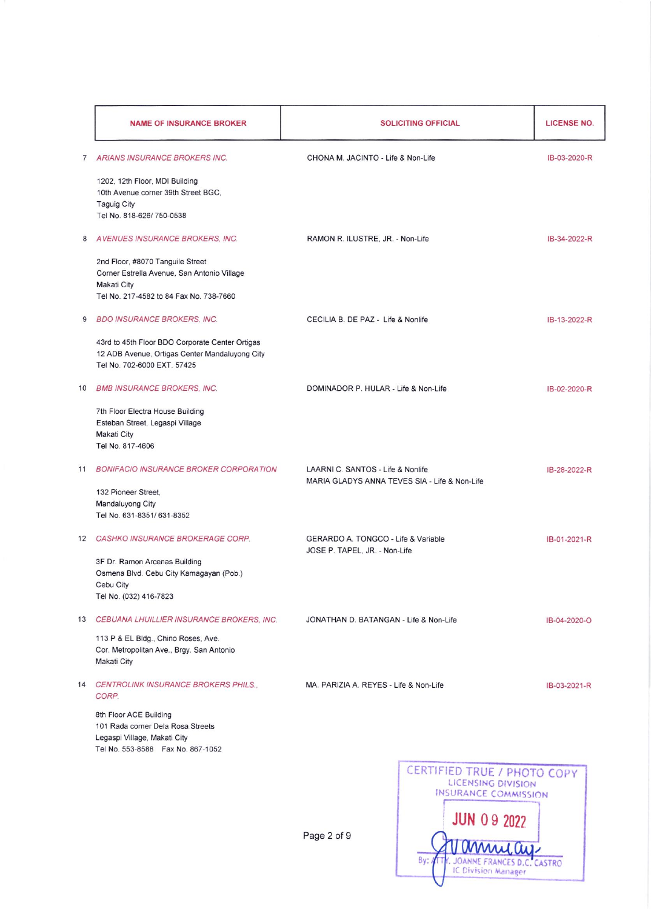| | NAME OF INSURANCE BROKER | SOLICITING OFFICIAL | LICENSE NO. |
|---|---|---|---|
| 7 | *ARIANS INSURANCE BROKERS INC.*<br><br>1202, 12th Floor, MDI Building<br>10th Avenue corner 39th Street BGC,<br>Taguig City<br>Tel No. 818-626/ 750-0538 | CHONA M. JACINTO - Life & Non-Life | IB-03-2020-R |
| 8 | *AVENUES INSURANCE BROKERS, INC.*<br><br>2nd Floor, #8070 Tanguile Street<br>Corner Estrella Avenue, San Antonio Village<br>Makati City<br>Tel No. 217-4582 to 84 Fax No. 738-7660 | RAMON R. ILUSTRE, JR. - Non-Life | IB-34-2022-R |
| 9 | *BDO INSURANCE BROKERS, INC.*<br><br>43rd to 45th Floor BDO Corporate Center Ortigas<br>12 ADB Avenue, Ortigas Center Mandaluyong City<br>Tel No. 702-6000 EXT. 57425 | CECILIA B. DE PAZ - Life & Nonlife | IB-13-2022-R |
| 10 | *BMB INSURANCE BROKERS, INC.*<br><br>7th Floor Electra House Building<br>Esteban Street, Legaspi Village<br>Makati City<br>Tel No. 817-4606 | DOMINADOR P. HULAR - Life & Non-Life | IB-02-2020-R |
| 11 | *BONIFACIO INSURANCE BROKER CORPORATION*<br><br>132 Pioneer Street,<br>Mandaluyong City<br>Tel No. 631-8351/ 631-8352 | LAARNI C. SANTOS - Life & Nonlife<br>MARIA GLADYS ANNA TEVES SIA - Life & Non-Life | IB-28-2022-R |
| 12 | *CASHKO INSURANCE BROKERAGE CORP.*<br><br>3F Dr. Ramon Arcenas Building<br>Osmena Blvd. Cebu City Kamagayan (Pob.)<br>Cebu City<br>Tel No. (032) 416-7823 | GERARDO A. TONGCO - Life & Variable<br>JOSE P. TAPEL, JR. - Non-Life | IB-01-2021-R |
| 13 | *CEBUANA LHUILLIER INSURANCE BROKERS, INC.*<br><br>113 P & EL Bldg., Chino Roses, Ave.<br>Cor. Metropolitan Ave., Brgy. San Antonio<br>Makati City | JONATHAN D. BATANGAN - Life & Non-Life | IB-04-2020-O |
| 14 | *CENTROLINK INSURANCE BROKERS PHILS., CORP.*<br><br>8th Floor ACE Building<br>101 Rada corner Dela Rosa Streets<br>Legaspi Village, Makati City<br>Tel No. 553-8588 Fax No. 867-1052 | MA. PARIZIA A. REYES - Life & Non-Life | IB-03-2021-R |

CERTIFIED TRUE / PHOTO COPY
LICENSING DIVISION
INSURANCE COMMISSION
JUN 09 2022
By: ATTY. JOANNE FRANCES D.C. CASTRO
IC Division Manager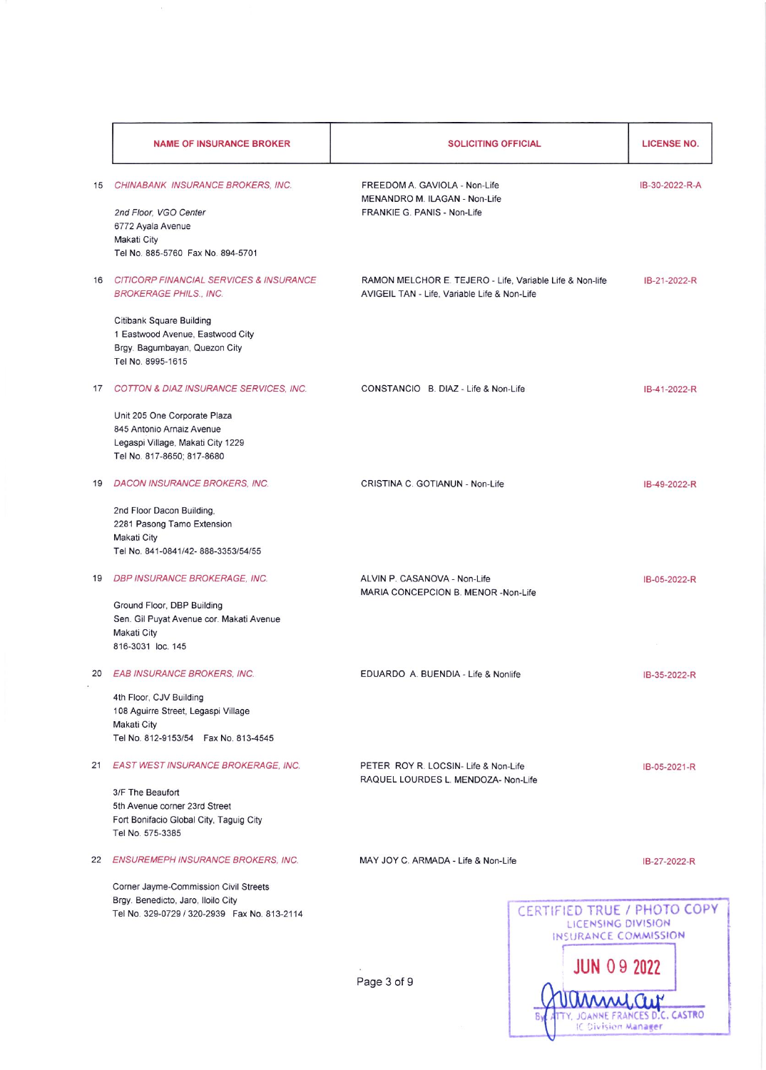| | NAME OF INSURANCE BROKER | SOLICITING OFFICIAL | LICENSE NO. |
|---|---|---|---|
| 15 | *CHINABANK INSURANCE BROKERS, INC.*<br><br>*2nd Floor, VGO Center*<br>6772 Ayala Avenue<br>Makati City<br>Tel No. 885-5760 Fax No. 894-5701 | FREEDOM A. GAVIOLA - Non-Life<br>MENANDRO M. ILAGAN - Non-Life<br>FRANKIE G. PANIS - Non-Life | IB-30-2022-R-A |
| 16 | *CITICORP FINANCIAL SERVICES & INSURANCE BROKERAGE PHILS., INC.*<br><br>Citibank Square Building<br>1 Eastwood Avenue, Eastwood City<br>Brgy. Bagumbayan, Quezon City<br>Tel No. 8995-1615 | RAMON MELCHOR E. TEJERO - Life, Variable Life & Non-life<br>AVIGEIL TAN - Life, Variable Life & Non-Life | IB-21-2022-R |
| 17 | *COTTON & DIAZ INSURANCE SERVICES, INC.*<br><br>Unit 205 One Corporate Plaza<br>845 Antonio Arnaiz Avenue<br>Legaspi Village, Makati City 1229<br>Tel No. 817-8650; 817-8680 | CONSTANCIO B. DIAZ - Life & Non-Life | IB-41-2022-R |
| 19 | *DACON INSURANCE BROKERS, INC.*<br><br>2nd Floor Dacon Building,<br>2281 Pasong Tamo Extension<br>Makati City<br>Tel No. 841-0841/42- 888-3353/54/55 | CRISTINA C. GOTIANUN - Non-Life | IB-49-2022-R |
| 19 | *DBP INSURANCE BROKERAGE, INC.*<br><br>Ground Floor, DBP Building<br>Sen. Gil Puyat Avenue cor. Makati Avenue<br>Makati City<br>816-3031 loc. 145 | ALVIN P. CASANOVA - Non-Life<br>MARIA CONCEPCION B. MENOR -Non-Life | IB-05-2022-R |
| 20 | *EAB INSURANCE BROKERS, INC.*<br><br>4th Floor, CJV Building<br>108 Aguirre Street, Legaspi Village<br>Makati City<br>Tel No. 812-9153/54 Fax No. 813-4545 | EDUARDO A. BUENDIA - Life & Nonlife | IB-35-2022-R |
| 21 | *EAST WEST INSURANCE BROKERAGE, INC.*<br><br>3/F The Beaufort<br>5th Avenue corner 23rd Street<br>Fort Bonifacio Global City, Taguig City<br>Tel No. 575-3385 | PETER ROY R. LOCSIN- Life & Non-Life<br>RAQUEL LOURDES L. MENDOZA- Non-Life | IB-05-2021-R |
| 22 | *ENSUREMEPH INSURANCE BROKERS, INC.*<br><br>Corner Jayme-Commission Civil Streets<br>Brgy. Benedicto, Jaro, Iloilo City<br>Tel No. 329-0729 / 320-2939 Fax No. 813-2114 | MAY JOY C. ARMADA - Life & Non-Life | IB-27-2022-R |

CERTIFIED TRUE / PHOTO COPY
LICENSING DIVISION
INSURANCE COMMISSION
JUN 09 2022
By: ATTY. JOANNE FRANCES D.C. CASTRO
IC Division Manager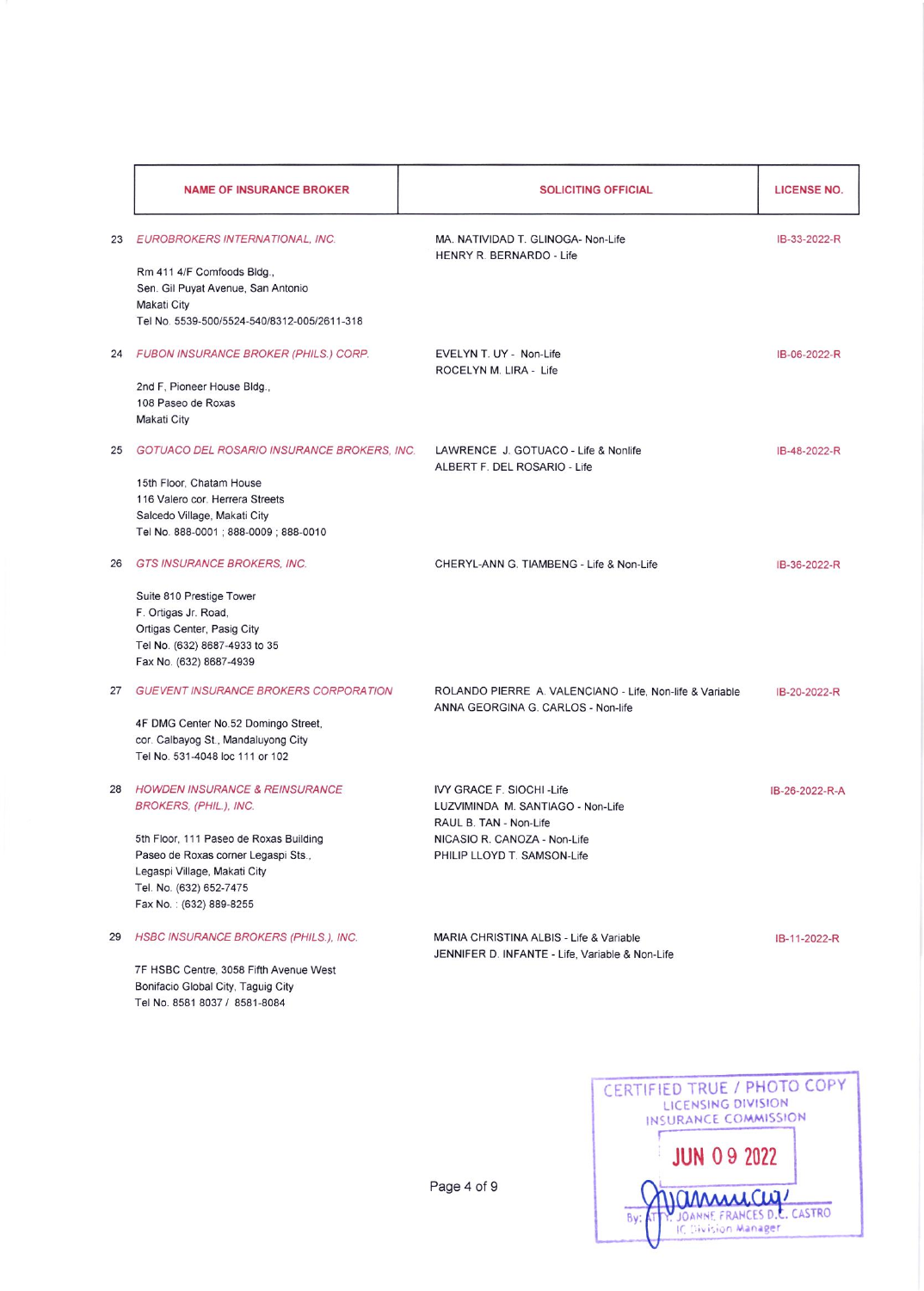| | NAME OF INSURANCE BROKER | SOLICITING OFFICIAL | LICENSE NO. |
|---|---|---|---|
| 23 | *EUROBROKERS INTERNATIONAL, INC.*<br><br>Rm 411 4/F Comfoods Bldg.,<br>Sen. Gil Puyat Avenue, San Antonio<br>Makati City<br>Tel No. 5539-500/5524-540/8312-005/2611-318 | MA. NATIVIDAD T. GLINOGA- Non-Life<br>HENRY R. BERNARDO - Life | IB-33-2022-R |
| 24 | *FUBON INSURANCE BROKER (PHILS.) CORP.*<br><br>2nd F, Pioneer House Bldg.,<br>108 Paseo de Roxas<br>Makati City | EVELYN T. UY - Non-Life<br>ROCELYN M. LIRA - Life | IB-06-2022-R |
| 25 | *GOTUACO DEL ROSARIO INSURANCE BROKERS, INC.*<br><br>15th Floor, Chatam House<br>116 Valero cor. Herrera Streets<br>Salcedo Village, Makati City<br>Tel No. 888-0001 ; 888-0009 ; 888-0010 | LAWRENCE J. GOTUACO - Life & Nonlife<br>ALBERT F. DEL ROSARIO - Life | IB-48-2022-R |
| 26 | *GTS INSURANCE BROKERS, INC.*<br><br>Suite 810 Prestige Tower<br>F. Ortigas Jr. Road,<br>Ortigas Center, Pasig City<br>Tel No. (632) 8687-4933 to 35<br>Fax No. (632) 8687-4939 | CHERYL-ANN G. TIAMBENG - Life & Non-Life | IB-36-2022-R |
| 27 | *GUEVENT INSURANCE BROKERS CORPORATION*<br><br>4F DMG Center No.52 Domingo Street,<br>cor. Calbayog St., Mandaluyong City<br>Tel No. 531-4048 loc 111 or 102 | ROLANDO PIERRE A. VALENCIANO - Life, Non-life & Variable<br>ANNA GEORGINA G. CARLOS - Non-life | IB-20-2022-R |
| 28 | *HOWDEN INSURANCE & REINSURANCE BROKERS, (PHIL.), INC.*<br><br>5th Floor, 111 Paseo de Roxas Building<br>Paseo de Roxas corner Legaspi Sts.,<br>Legaspi Village, Makati City<br>Tel. No. (632) 652-7475<br>Fax No. : (632) 889-8255 | IVY GRACE F. SIOCHI -Life<br>LUZVIMINDA M. SANTIAGO - Non-Life<br>RAUL B. TAN - Non-Life<br>NICASIO R. CANOZA - Non-Life<br>PHILIP LLOYD T. SAMSON-Life | IB-26-2022-R-A |
| 29 | *HSBC INSURANCE BROKERS (PHILS.), INC.*<br><br>7F HSBC Centre, 3058 Fifth Avenue West<br>Bonifacio Global City, Taguig City<br>Tel No. 8581 8037 / 8581-8084 | MARIA CHRISTINA ALBIS - Life & Variable<br>JENNIFER D. INFANTE - Life, Variable & Non-Life | IB-11-2022-R |

CERTIFIED TRUE / PHOTO COPY
LICENSING DIVISION
INSURANCE COMMISSION

JUN 09 2022

By: ATTY. JOANNE FRANCES D.C. CASTRO
IC Division Manager